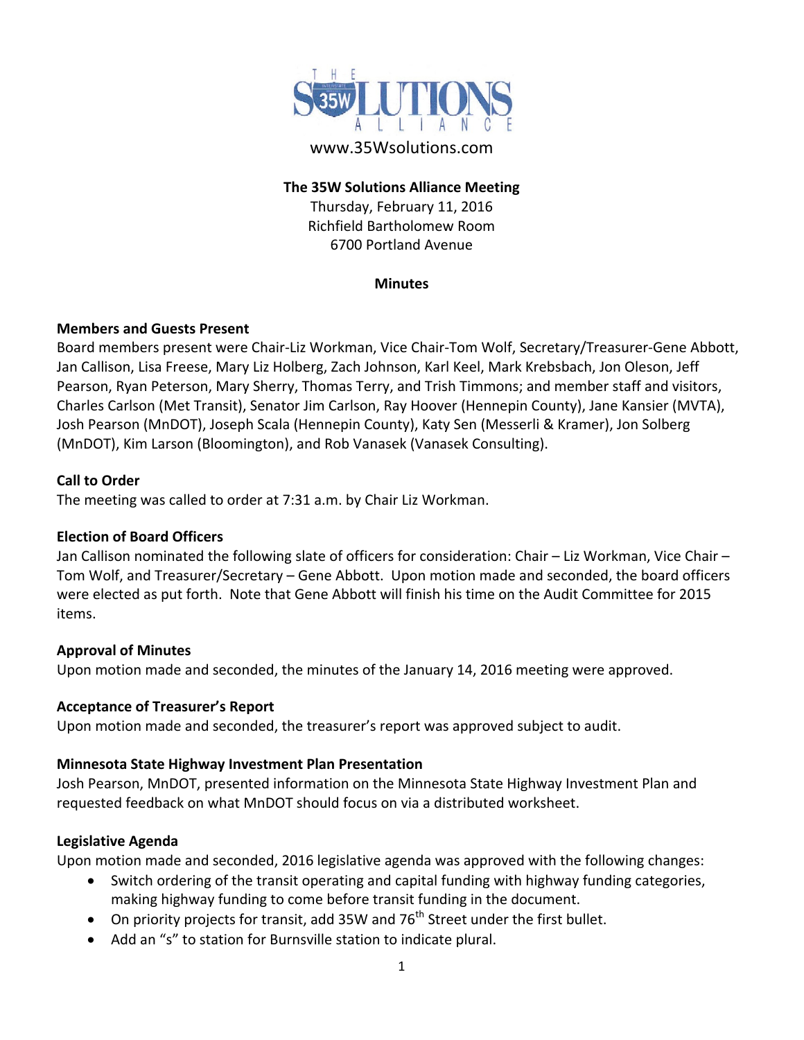# THE 35W SOLUTIONS ALLIANCE

www.35Wsolutions.com

**The 35W Solutions Alliance Meeting**

Thursday, February 11, 2016
Richfield Bartholomew Room
6700 Portland Avenue

**Minutes**

### Members and Guests Present

Board members present were Chair-Liz Workman, Vice Chair-Tom Wolf, Secretary/Treasurer-Gene Abbott, Jan Callison, Lisa Freese, Mary Liz Holberg, Zach Johnson, Karl Keel, Mark Krebsbach, Jon Oleson, Jeff Pearson, Ryan Peterson, Mary Sherry, Thomas Terry, and Trish Timmons; and member staff and visitors, Charles Carlson (Met Transit), Senator Jim Carlson, Ray Hoover (Hennepin County), Jane Kansier (MVTA), Josh Pearson (MnDOT), Joseph Scala (Hennepin County), Katy Sen (Messerli & Kramer), Jon Solberg (MnDOT), Kim Larson (Bloomington), and Rob Vanasek (Vanasek Consulting).

### Call to Order

The meeting was called to order at 7:31 a.m. by Chair Liz Workman.

### Election of Board Officers

Jan Callison nominated the following slate of officers for consideration: Chair – Liz Workman, Vice Chair – Tom Wolf, and Treasurer/Secretary – Gene Abbott. Upon motion made and seconded, the board officers were elected as put forth. Note that Gene Abbott will finish his time on the Audit Committee for 2015 items.

### Approval of Minutes

Upon motion made and seconded, the minutes of the January 14, 2016 meeting were approved.

### Acceptance of Treasurer's Report

Upon motion made and seconded, the treasurer's report was approved subject to audit.

### Minnesota State Highway Investment Plan Presentation

Josh Pearson, MnDOT, presented information on the Minnesota State Highway Investment Plan and requested feedback on what MnDOT should focus on via a distributed worksheet.

### Legislative Agenda

Upon motion made and seconded, 2016 legislative agenda was approved with the following changes:

- Switch ordering of the transit operating and capital funding with highway funding categories, making highway funding to come before transit funding in the document.
- On priority projects for transit, add 35W and 76th Street under the first bullet.
- Add an "s" to station for Burnsville station to indicate plural.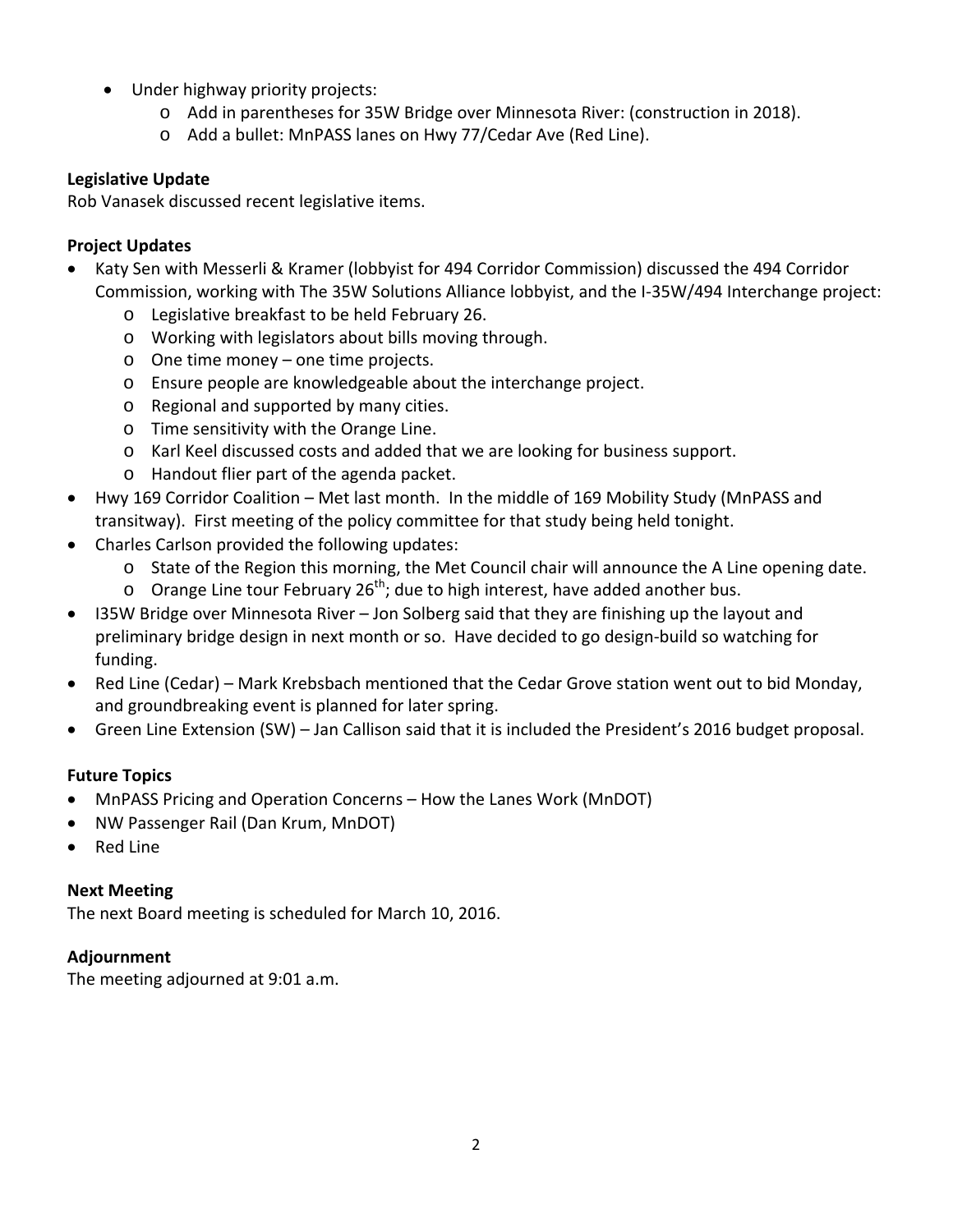- Under highway priority projects:
  - Add in parentheses for 35W Bridge over Minnesota River: (construction in 2018).
  - Add a bullet: MnPASS lanes on Hwy 77/Cedar Ave (Red Line).

**Legislative Update**

Rob Vanasek discussed recent legislative items.

**Project Updates**

- Katy Sen with Messerli & Kramer (lobbyist for 494 Corridor Commission) discussed the 494 Corridor Commission, working with The 35W Solutions Alliance lobbyist, and the I-35W/494 Interchange project:
  - Legislative breakfast to be held February 26.
  - Working with legislators about bills moving through.
  - One time money – one time projects.
  - Ensure people are knowledgeable about the interchange project.
  - Regional and supported by many cities.
  - Time sensitivity with the Orange Line.
  - Karl Keel discussed costs and added that we are looking for business support.
  - Handout flier part of the agenda packet.
- Hwy 169 Corridor Coalition – Met last month. In the middle of 169 Mobility Study (MnPASS and transitway). First meeting of the policy committee for that study being held tonight.
- Charles Carlson provided the following updates:
  - State of the Region this morning, the Met Council chair will announce the A Line opening date.
  - Orange Line tour February 26th; due to high interest, have added another bus.
- I35W Bridge over Minnesota River – Jon Solberg said that they are finishing up the layout and preliminary bridge design in next month or so. Have decided to go design-build so watching for funding.
- Red Line (Cedar) – Mark Krebsbach mentioned that the Cedar Grove station went out to bid Monday, and groundbreaking event is planned for later spring.
- Green Line Extension (SW) – Jan Callison said that it is included the President's 2016 budget proposal.

**Future Topics**

- MnPASS Pricing and Operation Concerns – How the Lanes Work (MnDOT)
- NW Passenger Rail (Dan Krum, MnDOT)
- Red Line

**Next Meeting**

The next Board meeting is scheduled for March 10, 2016.

**Adjournment**

The meeting adjourned at 9:01 a.m.